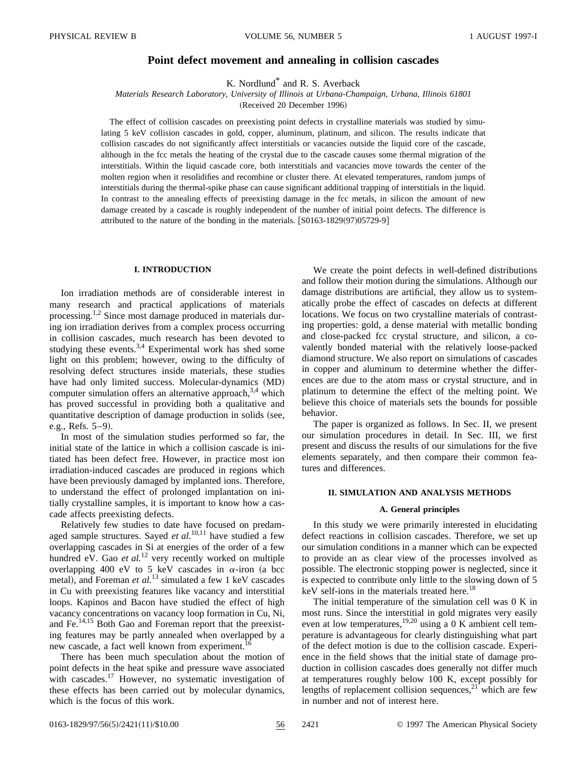# Point defect movement and annealing in collision cascades

K. Nordlund* and R. S. Averback

*Materials Research Laboratory, University of Illinois at Urbana-Champaign, Urbana, Illinois 61801*

(Received 20 December 1996)

The effect of collision cascades on preexisting point defects in crystalline materials was studied by simulating 5 keV collision cascades in gold, copper, aluminum, platinum, and silicon. The results indicate that collision cascades do not significantly affect interstitials or vacancies outside the liquid core of the cascade, although in the fcc metals the heating of the crystal due to the cascade causes some thermal migration of the interstitials. Within the liquid cascade core, both interstitials and vacancies move towards the center of the molten region when it resolidifies and recombine or cluster there. At elevated temperatures, random jumps of interstitials during the thermal-spike phase can cause significant additional trapping of interstitials in the liquid. In contrast to the annealing effects of preexisting damage in the fcc metals, in silicon the amount of new damage created by a cascade is roughly independent of the number of initial point defects. The difference is attributed to the nature of the bonding in the materials. [S0163-1829(97)05729-9]

## I. INTRODUCTION

Ion irradiation methods are of considerable interest in many research and practical applications of materials processing.[1,2] Since most damage produced in materials during ion irradiation derives from a complex process occurring in collision cascades, much research has been devoted to studying these events.[3,4] Experimental work has shed some light on this problem; however, owing to the difficulty of resolving defect structures inside materials, these studies have had only limited success. Molecular-dynamics (MD) computer simulation offers an alternative approach,[3,4] which has proved successful in providing both a qualitative and quantitative description of damage production in solids (see, e.g., Refs. 5–9).

In most of the simulation studies performed so far, the initial state of the lattice in which a collision cascade is initiated has been defect free. However, in practice most ion irradiation-induced cascades are produced in regions which have been previously damaged by implanted ions. Therefore, to understand the effect of prolonged implantation on initially crystalline samples, it is important to know how a cascade affects preexisting defects.

Relatively few studies to date have focused on predamaged sample structures. Sayed *et al.*[10,11] have studied a few overlapping cascades in Si at energies of the order of a few hundred eV. Gao *et al.*[12] very recently worked on multiple overlapping 400 eV to 5 keV cascades in $\alpha$-iron (a bcc metal), and Foreman *et al.*[13] simulated a few 1 keV cascades in Cu with preexisting features like vacancy and interstitial loops. Kapinos and Bacon have studied the effect of high vacancy concentrations on vacancy loop formation in Cu, Ni, and Fe.[14,15] Both Gao and Foreman report that the preexisting features may be partly annealed when overlapped by a new cascade, a fact well known from experiment.[16]

There has been much speculation about the motion of point defects in the heat spike and pressure wave associated with cascades.[17] However, no systematic investigation of these effects has been carried out by molecular dynamics, which is the focus of this work.

We create the point defects in well-defined distributions and follow their motion during the simulations. Although our damage distributions are artificial, they allow us to systematically probe the effect of cascades on defects at different locations. We focus on two crystalline materials of contrasting properties: gold, a dense material with metallic bonding and close-packed fcc crystal structure, and silicon, a covalently bonded material with the relatively loose-packed diamond structure. We also report on simulations of cascades in copper and aluminum to determine whether the differences are due to the atom mass or crystal structure, and in platinum to determine the effect of the melting point. We believe this choice of materials sets the bounds for possible behavior.

The paper is organized as follows. In Sec. II, we present our simulation procedures in detail. In Sec. III, we first present and discuss the results of our simulations for the five elements separately, and then compare their common features and differences.

## II. SIMULATION AND ANALYSIS METHODS

### A. General principles

In this study we were primarily interested in elucidating defect reactions in collision cascades. Therefore, we set up our simulation conditions in a manner which can be expected to provide an as clear view of the processes involved as possible. The electronic stopping power is neglected, since it is expected to contribute only little to the slowing down of 5 keV self-ions in the materials treated here.[18]

The initial temperature of the simulation cell was 0 K in most runs. Since the interstitial in gold migrates very easily even at low temperatures,[19,20] using a 0 K ambient cell temperature is advantageous for clearly distinguishing what part of the defect motion is due to the collision cascade. Experience in the field shows that the initial state of damage production in collision cascades does generally not differ much at temperatures roughly below 100 K, except possibly for lengths of replacement collision sequences,[21] which are few in number and not of interest here.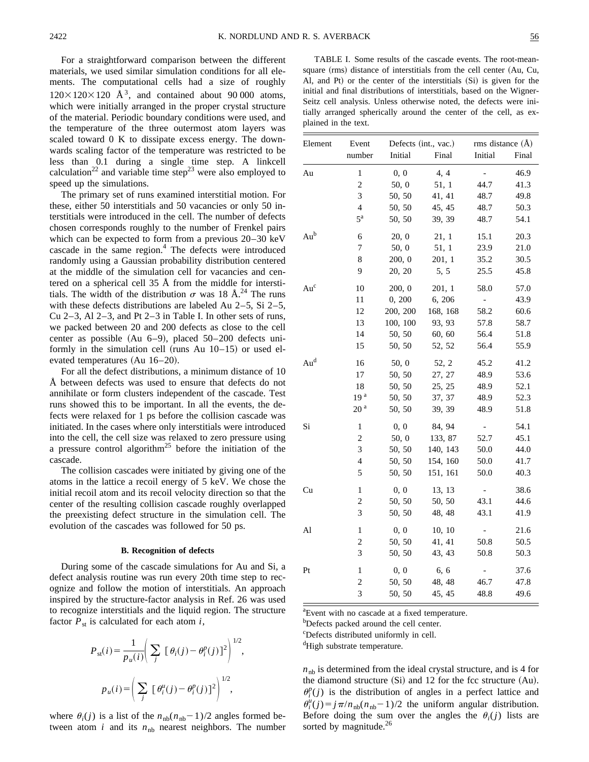For a straightforward comparison between the different materials, we used similar simulation conditions for all elements. The computational cells had a size of roughly $120\times120\times120$ Å$^3$, and contained about 90 000 atoms, which were initially arranged in the proper crystal structure of the material. Periodic boundary conditions were used, and the temperature of the three outermost atom layers was scaled toward 0 K to dissipate excess energy. The downwards scaling factor of the temperature was restricted to be less than 0.1 during a single time step. A linkcell calculation[22] and variable time step[23] were also employed to speed up the simulations.

The primary set of runs examined interstitial motion. For these, either 50 interstitials and 50 vacancies or only 50 interstitials were introduced in the cell. The number of defects chosen corresponds roughly to the number of Frenkel pairs which can be expected to form from a previous 20–30 keV cascade in the same region.[4] The defects were introduced randomly using a Gaussian probability distribution centered at the middle of the simulation cell for vacancies and centered on a spherical cell 35 Å from the middle for interstitials. The width of the distribution $\sigma$ was 18 Å.[24] The runs with these defects distributions are labeled Au 2–5, Si 2–5, Cu 2–3, Al 2–3, and Pt 2–3 in Table I. In other sets of runs, we packed between 20 and 200 defects as close to the cell center as possible (Au 6–9), placed 50–200 defects uniformly in the simulation cell (runs Au 10–15) or used elevated temperatures (Au 16–20).

For all the defect distributions, a minimum distance of 10 Å between defects was used to ensure that defects do not annihilate or form clusters independent of the cascade. Test runs showed this to be important. In all the events, the defects were relaxed for 1 ps before the collision cascade was initiated. In the cases where only interstitials were introduced into the cell, the cell size was relaxed to zero pressure using a pressure control algorithm[25] before the initiation of the cascade.

The collision cascades were initiated by giving one of the atoms in the lattice a recoil energy of 5 keV. We chose the initial recoil atom and its recoil velocity direction so that the center of the resulting collision cascade roughly overlapped the preexisting defect structure in the simulation cell. The evolution of the cascades was followed for 50 ps.

### B. Recognition of defects

During some of the cascade simulations for Au and Si, a defect analysis routine was run every 20th time step to recognize and follow the motion of interstitials. An approach inspired by the structure-factor analysis in Ref. 26 was used to recognize interstitials and the liquid region. The structure factor $P_{\rm st}$ is calculated for each atom $i$,

$$P_{\rm st}(i)=\frac{1}{p_u(i)}\left(\sum_j\,[\theta_i(j)-\theta_i^p(j)]^2\right)^{1/2},$$

$$p_u(i)=\left(\sum_j\,[\theta_i^u(j)-\theta_i^p(j)]^2\right)^{1/2},$$

where $\theta_i(j)$ is a list of the $n_{\rm nb}(n_{\rm nb}-1)/2$ angles formed between atom $i$ and its $n_{\rm nb}$ nearest neighbors. The number $n_{\rm nb}$ is determined from the ideal crystal structure, and is 4 for the diamond structure (Si) and 12 for the fcc structure (Au). $\theta_i^p(j)$ is the distribution of angles in a perfect lattice and $\theta_i^u(j)=j\pi/n_{\rm nb}(n_{\rm nb}-1)/2$ the uniform angular distribution. Before doing the sum over the angles the $\theta_i(j)$ lists are sorted by magnitude.[26]

TABLE I. Some results of the cascade events. The root-mean-square (rms) distance of interstitials from the cell center (Au, Cu, Al, and Pt) or the center of the interstitials (Si) is given for the initial and final distributions of interstitials, based on the Wigner-Seitz cell analysis. Unless otherwise noted, the defects were initially arranged spherically around the center of the cell, as explained in the text.

| Element | Event number | Defects (int., vac.) Initial | Defects (int., vac.) Final | rms distance (Å) Initial | rms distance (Å) Final |
|---|---|---|---|---|---|
| Au | 1 | 0, 0 | 4, 4 | - | 46.9 |
| | 2 | 50, 0 | 51, 1 | 44.7 | 41.3 |
| | 3 | 50, 50 | 41, 41 | 48.7 | 49.8 |
| | 4 | 50, 50 | 45, 45 | 48.7 | 50.3 |
| | 5[a] | 50, 50 | 39, 39 | 48.7 | 54.1 |
| Au[b] | 6 | 20, 0 | 21, 1 | 15.1 | 20.3 |
| | 7 | 50, 0 | 51, 1 | 23.9 | 21.0 |
| | 8 | 200, 0 | 201, 1 | 35.2 | 30.5 |
| | 9 | 20, 20 | 5, 5 | 25.5 | 45.8 |
| Au[c] | 10 | 200, 0 | 201, 1 | 58.0 | 57.0 |
| | 11 | 0, 200 | 6, 206 | - | 43.9 |
| | 12 | 200, 200 | 168, 168 | 58.2 | 60.6 |
| | 13 | 100, 100 | 93, 93 | 57.8 | 58.7 |
| | 14 | 50, 50 | 60, 60 | 56.4 | 51.8 |
| | 15 | 50, 50 | 52, 52 | 56.4 | 55.9 |
| Au[d] | 16 | 50, 0 | 52, 2 | 45.2 | 41.2 |
| | 17 | 50, 50 | 27, 27 | 48.9 | 53.6 |
| | 18 | 50, 50 | 25, 25 | 48.9 | 52.1 |
| | 19[a] | 50, 50 | 37, 37 | 48.9 | 52.3 |
| | 20[a] | 50, 50 | 39, 39 | 48.9 | 51.8 |
| Si | 1 | 0, 0 | 84, 94 | - | 54.1 |
| | 2 | 50, 0 | 133, 87 | 52.7 | 45.1 |
| | 3 | 50, 50 | 140, 143 | 50.0 | 44.0 |
| | 4 | 50, 50 | 154, 160 | 50.0 | 41.7 |
| | 5 | 50, 50 | 151, 161 | 50.0 | 40.3 |
| Cu | 1 | 0, 0 | 13, 13 | - | 38.6 |
| | 2 | 50, 50 | 50, 50 | 43.1 | 44.6 |
| | 3 | 50, 50 | 48, 48 | 43.1 | 41.9 |
| Al | 1 | 0, 0 | 10, 10 | - | 21.6 |
| | 2 | 50, 50 | 41, 41 | 50.8 | 50.5 |
| | 3 | 50, 50 | 43, 43 | 50.8 | 50.3 |
| Pt | 1 | 0, 0 | 6, 6 | - | 37.6 |
| | 2 | 50, 50 | 48, 48 | 46.7 | 47.8 |
| | 3 | 50, 50 | 45, 45 | 48.8 | 49.6 |

[a]Event with no cascade at a fixed temperature.

[b]Defects packed around the cell center.

[c]Defects distributed uniformly in cell.

[d]High substrate temperature.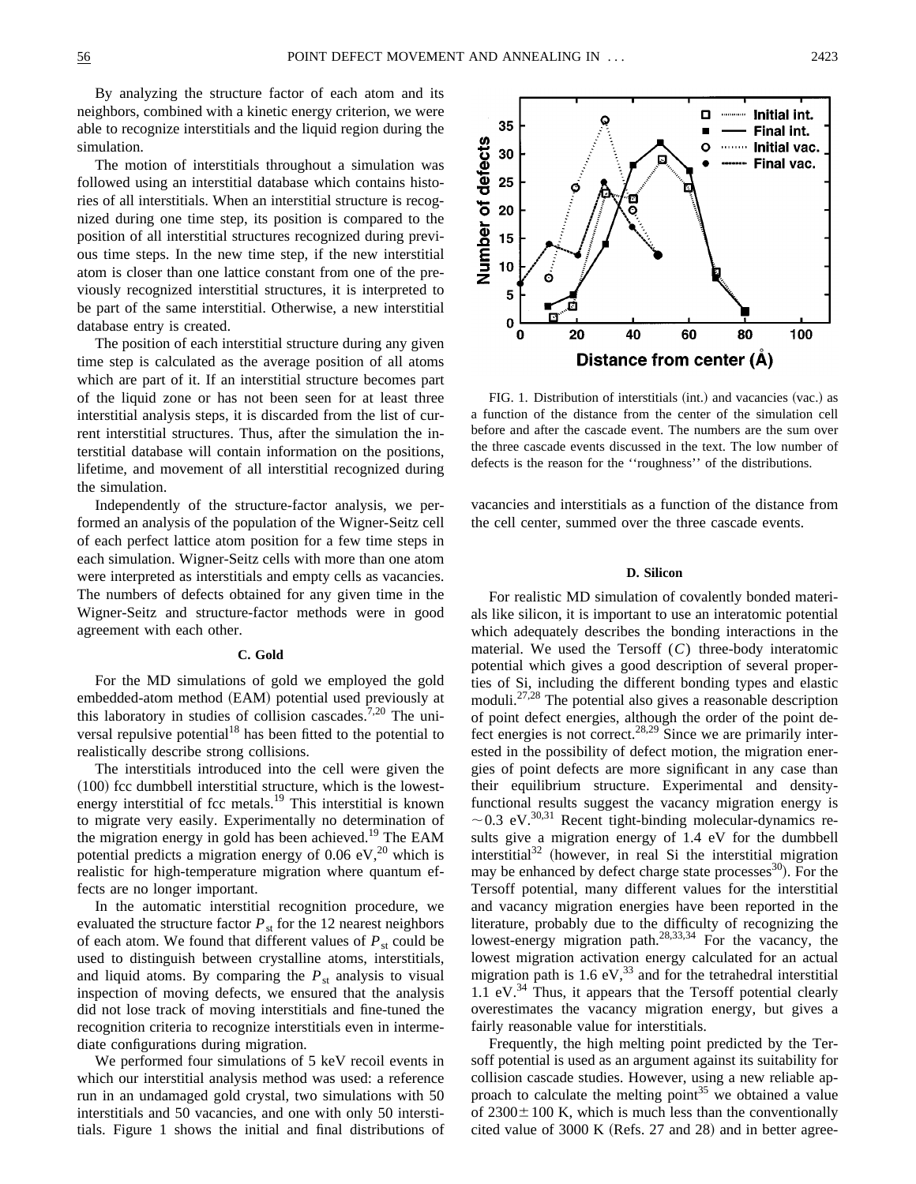By analyzing the structure factor of each atom and its neighbors, combined with a kinetic energy criterion, we were able to recognize interstitials and the liquid region during the simulation.

The motion of interstitials throughout a simulation was followed using an interstitial database which contains histories of all interstitials. When an interstitial structure is recognized during one time step, its position is compared to the position of all interstitial structures recognized during previous time steps. In the new time step, if the new interstitial atom is closer than one lattice constant from one of the previously recognized interstitial structures, it is interpreted to be part of the same interstitial. Otherwise, a new interstitial database entry is created.

The position of each interstitial structure during any given time step is calculated as the average position of all atoms which are part of it. If an interstitial structure becomes part of the liquid zone or has not been seen for at least three interstitial analysis steps, it is discarded from the list of current interstitial structures. Thus, after the simulation the interstitial database will contain information on the positions, lifetime, and movement of all interstitial recognized during the simulation.

Independently of the structure-factor analysis, we performed an analysis of the population of the Wigner-Seitz cell of each perfect lattice atom position for a few time steps in each simulation. Wigner-Seitz cells with more than one atom were interpreted as interstitials and empty cells as vacancies. The numbers of defects obtained for any given time in the Wigner-Seitz and structure-factor methods were in good agreement with each other.

### C. Gold

For the MD simulations of gold we employed the gold embedded-atom method (EAM) potential used previously at this laboratory in studies of collision cascades.[7,20] The universal repulsive potential[18] has been fitted to the potential to realistically describe strong collisions.

The interstitials introduced into the cell were given the (100) fcc dumbbell interstitial structure, which is the lowest-energy interstitial of fcc metals.[19] This interstitial is known to migrate very easily. Experimentally no determination of the migration energy in gold has been achieved.[19] The EAM potential predicts a migration energy of 0.06 eV,[20] which is realistic for high-temperature migration where quantum effects are no longer important.

In the automatic interstitial recognition procedure, we evaluated the structure factor $P_{st}$ for the 12 nearest neighbors of each atom. We found that different values of $P_{st}$ could be used to distinguish between crystalline atoms, interstitials, and liquid atoms. By comparing the $P_{st}$ analysis to visual inspection of moving defects, we ensured that the analysis did not lose track of moving interstitials and fine-tuned the recognition criteria to recognize interstitials even in intermediate configurations during migration.

We performed four simulations of 5 keV recoil events in which our interstitial analysis method was used: a reference run in an undamaged gold crystal, two simulations with 50 interstitials and 50 vacancies, and one with only 50 interstitials. Figure 1 shows the initial and final distributions of vacancies and interstitials as a function of the distance from the cell center, summed over the three cascade events.

Number of defects
Distance from center (Å)
Initial int.
Final int.
Initial vac.
Final vac.
0 20 40 60 80 100
0 5 10 15 20 25 30 35

FIG. 1. Distribution of interstitials (int.) and vacancies (vac.) as a function of the distance from the center of the simulation cell before and after the cascade event. The numbers are the sum over the three cascade events discussed in the text. The low number of defects is the reason for the ''roughness'' of the distributions.

### D. Silicon

For realistic MD simulation of covalently bonded materials like silicon, it is important to use an interatomic potential which adequately describes the bonding interactions in the material. We used the Tersoff ($C$) three-body interatomic potential which gives a good description of several properties of Si, including the different bonding types and elastic moduli.[27,28] The potential also gives a reasonable description of point defect energies, although the order of the point defect energies is not correct.[28,29] Since we are primarily interested in the possibility of defect motion, the migration energies of point defects are more significant in any case than their equilibrium structure. Experimental and density-functional results suggest the vacancy migration energy is $\sim$0.3 eV.[30,31] Recent tight-binding molecular-dynamics results give a migration energy of 1.4 eV for the dumbbell interstitial[32] (however, in real Si the interstitial migration may be enhanced by defect charge state processes[30]). For the Tersoff potential, many different values for the interstitial and vacancy migration energies have been reported in the literature, probably due to the difficulty of recognizing the lowest-energy migration path.[28,33,34] For the vacancy, the lowest migration activation energy calculated for an actual migration path is 1.6 eV,[33] and for the tetrahedral interstitial 1.1 eV.[34] Thus, it appears that the Tersoff potential clearly overestimates the vacancy migration energy, but gives a fairly reasonable value for interstitials.

Frequently, the high melting point predicted by the Tersoff potential is used as an argument against its suitability for collision cascade studies. However, using a new reliable approach to calculate the melting point[35] we obtained a value of $2300 \pm 100$ K, which is much less than the conventionally cited value of 3000 K (Refs. 27 and 28) and in better agree-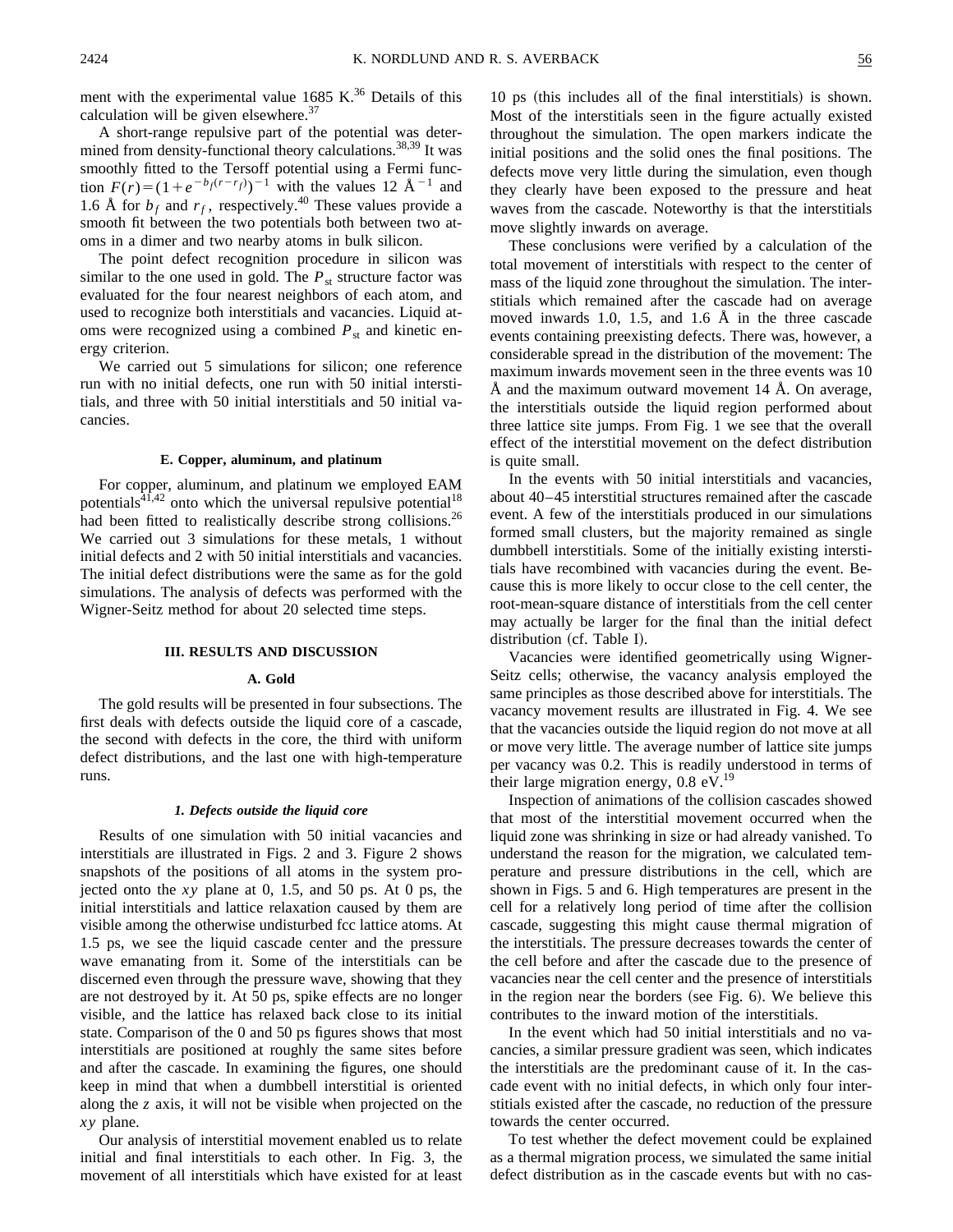ment with the experimental value 1685 K.[36] Details of this calculation will be given elsewhere.[37]

A short-range repulsive part of the potential was determined from density-functional theory calculations.[38,39] It was smoothly fitted to the Tersoff potential using a Fermi function $F(r)=(1+e^{-b_f(r-r_f)})^{-1}$ with the values 12 Å$^{-1}$ and 1.6 Å for $b_f$ and $r_f$, respectively.[40] These values provide a smooth fit between the two potentials both between two atoms in a dimer and two nearby atoms in bulk silicon.

The point defect recognition procedure in silicon was similar to the one used in gold. The $P_{\rm st}$ structure factor was evaluated for the four nearest neighbors of each atom, and used to recognize both interstitials and vacancies. Liquid atoms were recognized using a combined $P_{\rm st}$ and kinetic energy criterion.

We carried out 5 simulations for silicon; one reference run with no initial defects, one run with 50 initial interstitials, and three with 50 initial interstitials and 50 initial vacancies.

### E. Copper, aluminum, and platinum

For copper, aluminum, and platinum we employed EAM potentials[41,42] onto which the universal repulsive potential[18] had been fitted to realistically describe strong collisions.[26] We carried out 3 simulations for these metals, 1 without initial defects and 2 with 50 initial interstitials and vacancies. The initial defect distributions were the same as for the gold simulations. The analysis of defects was performed with the Wigner-Seitz method for about 20 selected time steps.

## III. RESULTS AND DISCUSSION

### A. Gold

The gold results will be presented in four subsections. The first deals with defects outside the liquid core of a cascade, the second with defects in the core, the third with uniform defect distributions, and the last one with high-temperature runs.

#### *1. Defects outside the liquid core*

Results of one simulation with 50 initial vacancies and interstitials are illustrated in Figs. 2 and 3. Figure 2 shows snapshots of the positions of all atoms in the system projected onto the *xy* plane at 0, 1.5, and 50 ps. At 0 ps, the initial interstitials and lattice relaxation caused by them are visible among the otherwise undisturbed fcc lattice atoms. At 1.5 ps, we see the liquid cascade center and the pressure wave emanating from it. Some of the interstitials can be discerned even through the pressure wave, showing that they are not destroyed by it. At 50 ps, spike effects are no longer visible, and the lattice has relaxed back close to its initial state. Comparison of the 0 and 50 ps figures shows that most interstitials are positioned at roughly the same sites before and after the cascade. In examining the figures, one should keep in mind that when a dumbbell interstitial is oriented along the *z* axis, it will not be visible when projected on the *xy* plane.

Our analysis of interstitial movement enabled us to relate initial and final interstitials to each other. In Fig. 3, the movement of all interstitials which have existed for at least 10 ps (this includes all of the final interstitials) is shown. Most of the interstitials seen in the figure actually existed throughout the simulation. The open markers indicate the initial positions and the solid ones the final positions. The defects move very little during the simulation, even though they clearly have been exposed to the pressure and heat waves from the cascade. Noteworthy is that the interstitials move slightly inwards on average.

These conclusions were verified by a calculation of the total movement of interstitials with respect to the center of mass of the liquid zone throughout the simulation. The interstitials which remained after the cascade had on average moved inwards 1.0, 1.5, and 1.6 Å in the three cascade events containing preexisting defects. There was, however, a considerable spread in the distribution of the movement: The maximum inwards movement seen in the three events was 10 Å and the maximum outward movement 14 Å. On average, the interstitials outside the liquid region performed about three lattice site jumps. From Fig. 1 we see that the overall effect of the interstitial movement on the defect distribution is quite small.

In the events with 50 initial interstitials and vacancies, about 40–45 interstitial structures remained after the cascade event. A few of the interstitials produced in our simulations formed small clusters, but the majority remained as single dumbbell interstitials. Some of the initially existing interstitials have recombined with vacancies during the event. Because this is more likely to occur close to the cell center, the root-mean-square distance of interstitials from the cell center may actually be larger for the final than the initial defect distribution (cf. Table I).

Vacancies were identified geometrically using Wigner-Seitz cells; otherwise, the vacancy analysis employed the same principles as those described above for interstitials. The vacancy movement results are illustrated in Fig. 4. We see that the vacancies outside the liquid region do not move at all or move very little. The average number of lattice site jumps per vacancy was 0.2. This is readily understood in terms of their large migration energy, 0.8 eV.[19]

Inspection of animations of the collision cascades showed that most of the interstitial movement occurred when the liquid zone was shrinking in size or had already vanished. To understand the reason for the migration, we calculated temperature and pressure distributions in the cell, which are shown in Figs. 5 and 6. High temperatures are present in the cell for a relatively long period of time after the collision cascade, suggesting this might cause thermal migration of the interstitials. The pressure decreases towards the center of the cell before and after the cascade due to the presence of vacancies near the cell center and the presence of interstitials in the region near the borders (see Fig. 6). We believe this contributes to the inward motion of the interstitials.

In the event which had 50 initial interstitials and no vacancies, a similar pressure gradient was seen, which indicates the interstitials are the predominant cause of it. In the cascade event with no initial defects, in which only four interstitials existed after the cascade, no reduction of the pressure towards the center occurred.

To test whether the defect movement could be explained as a thermal migration process, we simulated the same initial defect distribution as in the cascade events but with no cas-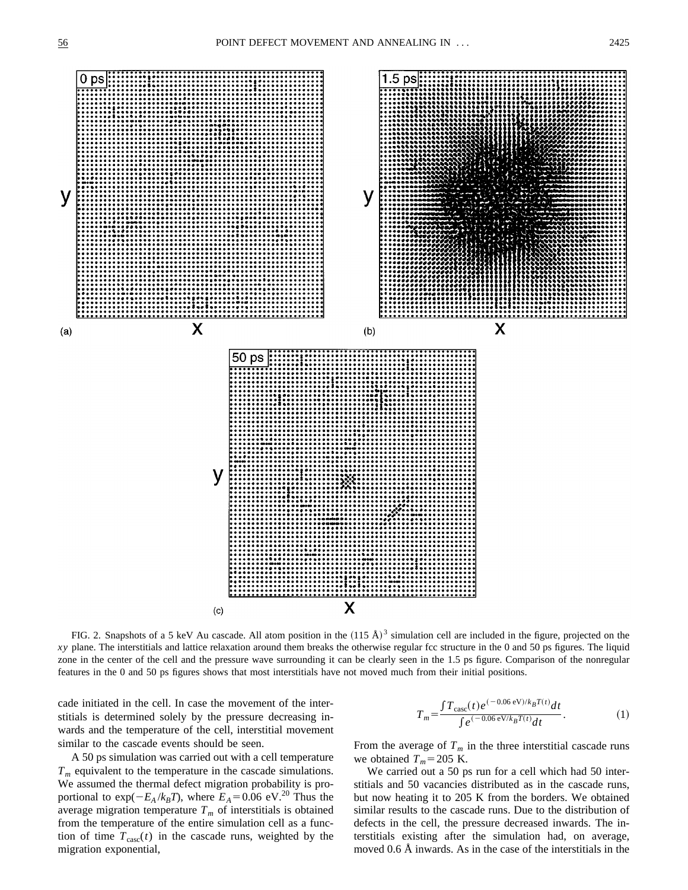FIG. 2. Snapshots of a 5 keV Au cascade. All atom position in the $(115\ \text{Å})^3$ simulation cell are included in the figure, projected on the $xy$ plane. The interstitials and lattice relaxation around them breaks the otherwise regular fcc structure in the 0 and 50 ps figures. The liquid zone in the center of the cell and the pressure wave surrounding it can be clearly seen in the 1.5 ps figure. Comparison of the nonregular features in the 0 and 50 ps figures shows that most interstitials have not moved much from their initial positions.

cade initiated in the cell. In case the movement of the interstitials is determined solely by the pressure decreasing inwards and the temperature of the cell, interstitial movement similar to the cascade events should be seen.

A 50 ps simulation was carried out with a cell temperature $T_m$ equivalent to the temperature in the cascade simulations. We assumed the thermal defect migration probability is proportional to $\exp(-E_A/k_BT)$, where $E_A=0.06$ eV.[20] Thus the average migration temperature $T_m$ of interstitials is obtained from the temperature of the entire simulation cell as a function of time $T_{\text{casc}}(t)$ in the cascade runs, weighted by the migration exponential,

$$T_m=\frac{\int T_{\text{casc}}(t)e^{(-0.06\ \text{eV})/k_BT(t)}dt}{\int e^{(-0.06\ \text{eV}/k_BT(t)}dt}. \qquad (1)$$

From the average of $T_m$ in the three interstitial cascade runs we obtained $T_m=205$ K.

We carried out a 50 ps run for a cell which had 50 interstitials and 50 vacancies distributed as in the cascade runs, but now heating it to 205 K from the borders. We obtained similar results to the cascade runs. Due to the distribution of defects in the cell, the pressure decreased inwards. The interstitials existing after the simulation had, on average, moved 0.6 Å inwards. As in the case of the interstitials in the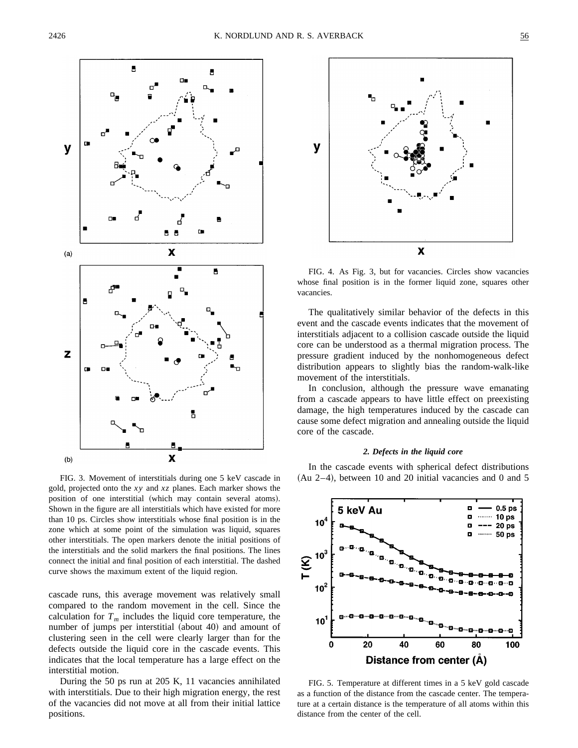FIG. 3. Movement of interstitials during one 5 keV cascade in gold, projected onto the $xy$ and $xz$ planes. Each marker shows the position of one interstitial (which may contain several atoms). Shown in the figure are all interstitials which have existed for more than 10 ps. Circles show interstitials whose final position is in the zone which at some point of the simulation was liquid, squares other interstitials. The open markers denote the initial positions of the interstitials and the solid markers the final positions. The lines connect the initial and final position of each interstitial. The dashed curve shows the maximum extent of the liquid region.

cascade runs, this average movement was relatively small compared to the random movement in the cell. Since the calculation for $T_m$ includes the liquid core temperature, the number of jumps per interstitial (about 40) and amount of clustering seen in the cell were clearly larger than for the defects outside the liquid core in the cascade events. This indicates that the local temperature has a large effect on the interstitial motion.

During the 50 ps run at 205 K, 11 vacancies annihilated with interstitials. Due to their high migration energy, the rest of the vacancies did not move at all from their initial lattice positions.

FIG. 4. As Fig. 3, but for vacancies. Circles show vacancies whose final position is in the former liquid zone, squares other vacancies.

The qualitatively similar behavior of the defects in this event and the cascade events indicates that the movement of interstitials adjacent to a collision cascade outside the liquid core can be understood as a thermal migration process. The pressure gradient induced by the nonhomogeneous defect distribution appears to slightly bias the random-walk-like movement of the interstitials.

In conclusion, although the pressure wave emanating from a cascade appears to have little effect on preexisting damage, the high temperatures induced by the cascade can cause some defect migration and annealing outside the liquid core of the cascade.

#### *2. Defects in the liquid core*

In the cascade events with spherical defect distributions (Au 2–4), between 10 and 20 initial vacancies and 0 and 5

FIG. 5. Temperature at different times in a 5 keV gold cascade as a function of the distance from the cascade center. The temperature at a certain distance is the temperature of all atoms within this distance from the center of the cell.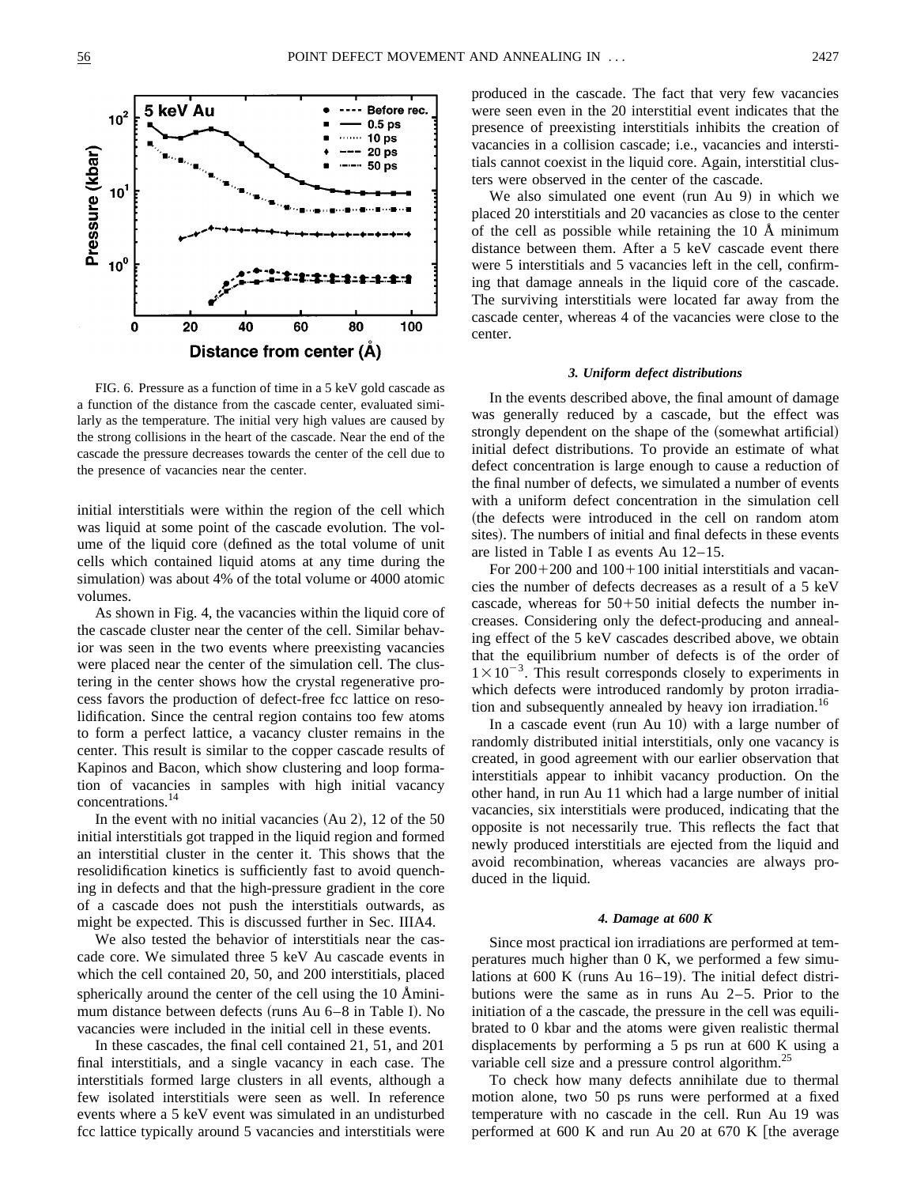FIG. 6. Pressure as a function of time in a 5 keV gold cascade as a function of the distance from the cascade center, evaluated similarly as the temperature. The initial very high values are caused by the strong collisions in the heart of the cascade. Near the end of the cascade the pressure decreases towards the center of the cell due to the presence of vacancies near the center.

initial interstitials were within the region of the cell which was liquid at some point of the cascade evolution. The volume of the liquid core (defined as the total volume of unit cells which contained liquid atoms at any time during the simulation) was about 4% of the total volume or 4000 atomic volumes.

As shown in Fig. 4, the vacancies within the liquid core of the cascade cluster near the center of the cell. Similar behavior was seen in the two events where preexisting vacancies were placed near the center of the simulation cell. The clustering in the center shows how the crystal regenerative process favors the production of defect-free fcc lattice on resolidification. Since the central region contains too few atoms to form a perfect lattice, a vacancy cluster remains in the center. This result is similar to the copper cascade results of Kapinos and Bacon, which show clustering and loop formation of vacancies in samples with high initial vacancy concentrations.[14]

In the event with no initial vacancies (Au 2), 12 of the 50 initial interstitials got trapped in the liquid region and formed an interstitial cluster in the center it. This shows that the resolidification kinetics is sufficiently fast to avoid quenching in defects and that the high-pressure gradient in the core of a cascade does not push the interstitials outwards, as might be expected. This is discussed further in Sec. IIIA4.

We also tested the behavior of interstitials near the cascade core. We simulated three 5 keV Au cascade events in which the cell contained 20, 50, and 200 interstitials, placed spherically around the center of the cell using the 10 Å minimum distance between defects (runs Au 6–8 in Table I). No vacancies were included in the initial cell in these events.

In these cascades, the final cell contained 21, 51, and 201 final interstitials, and a single vacancy in each case. The interstitials formed large clusters in all events, although a few isolated interstitials were seen as well. In reference events where a 5 keV event was simulated in an undisturbed fcc lattice typically around 5 vacancies and interstitials were produced in the cascade. The fact that very few vacancies were seen even in the 20 interstitial event indicates that the presence of preexisting interstitials inhibits the creation of vacancies in a collision cascade; i.e., vacancies and interstitials cannot coexist in the liquid core. Again, interstitial clusters were observed in the center of the cascade.

We also simulated one event (run Au 9) in which we placed 20 interstitials and 20 vacancies as close to the center of the cell as possible while retaining the 10 Å minimum distance between them. After a 5 keV cascade event there were 5 interstitials and 5 vacancies left in the cell, confirming that damage anneals in the liquid core of the cascade. The surviving interstitials were located far away from the cascade center, whereas 4 of the vacancies were close to the center.

#### 3. Uniform defect distributions

In the events described above, the final amount of damage was generally reduced by a cascade, but the effect was strongly dependent on the shape of the (somewhat artificial) initial defect distributions. To provide an estimate of what defect concentration is large enough to cause a reduction of the final number of defects, we simulated a number of events with a uniform defect concentration in the simulation cell (the defects were introduced in the cell on random atom sites). The numbers of initial and final defects in these events are listed in Table I as events Au 12–15.

For 200+200 and 100+100 initial interstitials and vacancies the number of defects decreases as a result of a 5 keV cascade, whereas for 50+50 initial defects the number increases. Considering only the defect-producing and annealing effect of the 5 keV cascades described above, we obtain that the equilibrium number of defects is of the order of $1\times10^{-3}$. This result corresponds closely to experiments in which defects were introduced randomly by proton irradiation and subsequently annealed by heavy ion irradiation.[16]

In a cascade event (run Au 10) with a large number of randomly distributed initial interstitials, only one vacancy is created, in good agreement with our earlier observation that interstitials appear to inhibit vacancy production. On the other hand, in run Au 11 which had a large number of initial vacancies, six interstitials were produced, indicating that the opposite is not necessarily true. This reflects the fact that newly produced interstitials are ejected from the liquid and avoid recombination, whereas vacancies are always produced in the liquid.

#### 4. Damage at 600 K

Since most practical ion irradiations are performed at temperatures much higher than 0 K, we performed a few simulations at 600 K (runs Au 16–19). The initial defect distributions were the same as in runs Au 2–5. Prior to the initiation of a the cascade, the pressure in the cell was equilibrated to 0 kbar and the atoms were given realistic thermal displacements by performing a 5 ps run at 600 K using a variable cell size and a pressure control algorithm.[25]

To check how many defects annihilate due to thermal motion alone, two 50 ps runs were performed at a fixed temperature with no cascade in the cell. Run Au 19 was performed at 600 K and run Au 20 at 670 K [the average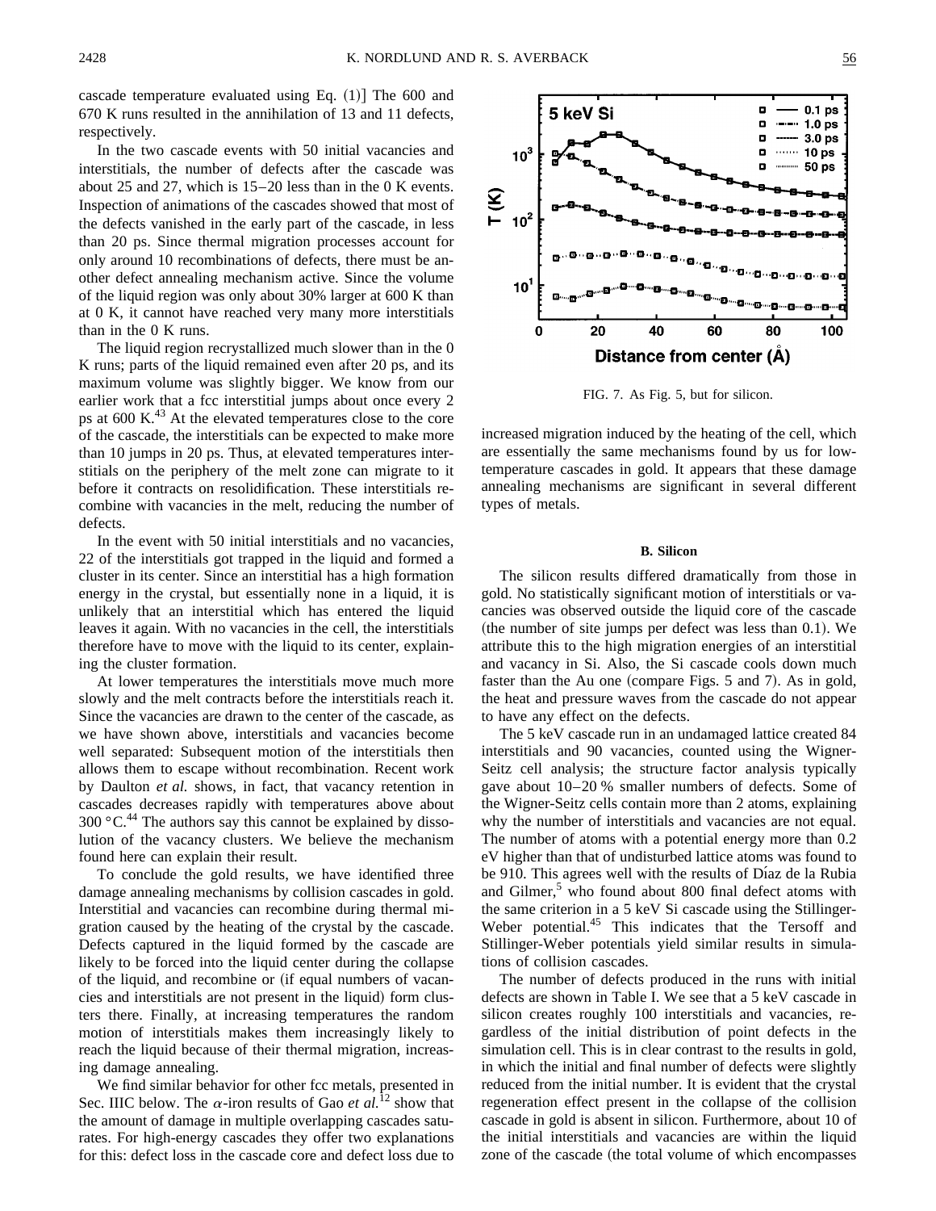cascade temperature evaluated using Eq. (1).] The 600 and 670 K runs resulted in the annihilation of 13 and 11 defects, respectively.

In the two cascade events with 50 initial vacancies and interstitials, the number of defects after the cascade was about 25 and 27, which is 15–20 less than in the 0 K events. Inspection of animations of the cascades showed that most of the defects vanished in the early part of the cascade, in less than 20 ps. Since thermal migration processes account for only around 10 recombinations of defects, there must be another defect annealing mechanism active. Since the volume of the liquid region was only about 30% larger at 600 K than at 0 K, it cannot have reached very many more interstitials than in the 0 K runs.

The liquid region recrystallized much slower than in the 0 K runs; parts of the liquid remained even after 20 ps, and its maximum volume was slightly bigger. We know from our earlier work that a fcc interstitial jumps about once every 2 ps at 600 K.[43] At the elevated temperatures close to the core of the cascade, the interstitials can be expected to make more than 10 jumps in 20 ps. Thus, at elevated temperatures interstitials on the periphery of the melt zone can migrate to it before it contracts on resolidification. These interstitials recombine with vacancies in the melt, reducing the number of defects.

In the event with 50 initial interstitials and no vacancies, 22 of the interstitials got trapped in the liquid and formed a cluster in its center. Since an interstitial has a high formation energy in the crystal, but essentially none in a liquid, it is unlikely that an interstitial which has entered the liquid leaves it again. With no vacancies in the cell, the interstitials therefore have to move with the liquid to its center, explaining the cluster formation.

At lower temperatures the interstitials move much more slowly and the melt contracts before the interstitials reach it. Since the vacancies are drawn to the center of the cascade, as we have shown above, interstitials and vacancies become well separated: Subsequent motion of the interstitials then allows them to escape without recombination. Recent work by Daulton *et al.* shows, in fact, that vacancy retention in cascades decreases rapidly with temperatures above about 300 °C.[44] The authors say this cannot be explained by dissolution of the vacancy clusters. We believe the mechanism found here can explain their result.

To conclude the gold results, we have identified three damage annealing mechanisms by collision cascades in gold. Interstitial and vacancies can recombine during thermal migration caused by the heating of the crystal by the cascade. Defects captured in the liquid formed by the cascade are likely to be forced into the liquid center during the collapse of the liquid, and recombine or (if equal numbers of vacancies and interstitials are not present in the liquid) form clusters there. Finally, at increasing temperatures the random motion of interstitials makes them increasingly likely to reach the liquid because of their thermal migration, increasing damage annealing.

We find similar behavior for other fcc metals, presented in Sec. IIIC below. The $\alpha$-iron results of Gao *et al.*[12] show that the amount of damage in multiple overlapping cascades saturates. For high-energy cascades they offer two explanations for this: defect loss in the cascade core and defect loss due to increased migration induced by the heating of the cell, which are essentially the same mechanisms found by us for low-temperature cascades in gold. It appears that these damage annealing mechanisms are significant in several different types of metals.

5 keV Si
0.1 ps
1.0 ps
3.0 ps
10 ps
50 ps
T (K)
Distance from center (Å)

FIG. 7. As Fig. 5, but for silicon.

### B. Silicon

The silicon results differed dramatically from those in gold. No statistically significant motion of interstitials or vacancies was observed outside the liquid core of the cascade (the number of site jumps per defect was less than 0.1). We attribute this to the high migration energies of an interstitial and vacancy in Si. Also, the Si cascade cools down much faster than the Au one (compare Figs. 5 and 7). As in gold, the heat and pressure waves from the cascade do not appear to have any effect on the defects.

The 5 keV cascade run in an undamaged lattice created 84 interstitials and 90 vacancies, counted using the Wigner-Seitz cell analysis; the structure factor analysis typically gave about 10–20 % smaller numbers of defects. Some of the Wigner-Seitz cells contain more than 2 atoms, explaining why the number of interstitials and vacancies are not equal. The number of atoms with a potential energy more than 0.2 eV higher than that of undisturbed lattice atoms was found to be 910. This agrees well with the results of Díaz de la Rubia and Gilmer,[5] who found about 800 final defect atoms with the same criterion in a 5 keV Si cascade using the Stillinger-Weber potential.[45] This indicates that the Tersoff and Stillinger-Weber potentials yield similar results in simulations of collision cascades.

The number of defects produced in the runs with initial defects are shown in Table I. We see that a 5 keV cascade in silicon creates roughly 100 interstitials and vacancies, regardless of the initial distribution of point defects in the simulation cell. This is in clear contrast to the results in gold, in which the initial and final number of defects were slightly reduced from the initial number. It is evident that the crystal regeneration effect present in the collapse of the collision cascade in gold is absent in silicon. Furthermore, about 10 of the initial interstitials and vacancies are within the liquid zone of the cascade (the total volume of which encompasses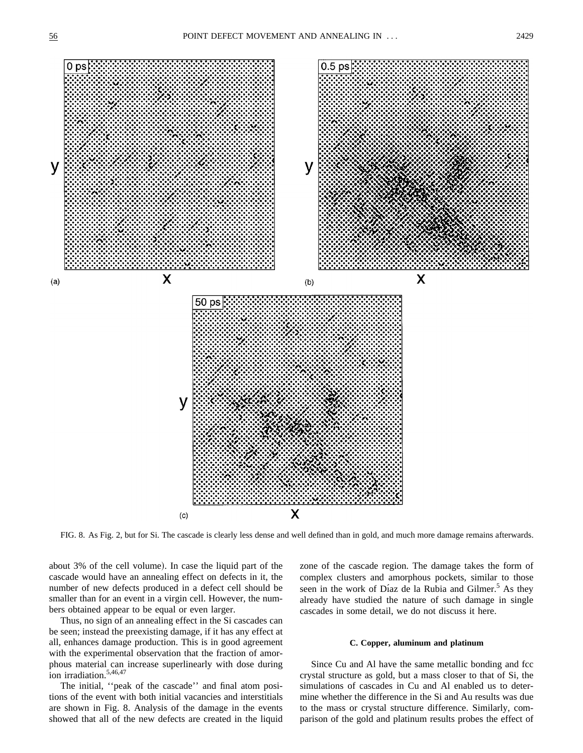FIG. 8. As Fig. 2, but for Si. The cascade is clearly less dense and well defined than in gold, and much more damage remains afterwards.

about 3% of the cell volume). In case the liquid part of the cascade would have an annealing effect on defects in it, the number of new defects produced in a defect cell should be smaller than for an event in a virgin cell. However, the numbers obtained appear to be equal or even larger.

Thus, no sign of an annealing effect in the Si cascades can be seen; instead the preexisting damage, if it has any effect at all, enhances damage production. This is in good agreement with the experimental observation that the fraction of amorphous material can increase superlinearly with dose during ion irradiation.[5,46,47]

The initial, ''peak of the cascade'' and final atom positions of the event with both initial vacancies and interstitials are shown in Fig. 8. Analysis of the damage in the events showed that all of the new defects are created in the liquid zone of the cascade region. The damage takes the form of complex clusters and amorphous pockets, similar to those seen in the work of Díaz de la Rubia and Gilmer.[5] As they already have studied the nature of such damage in single cascades in some detail, we do not discuss it here.

### C. Copper, aluminum and platinum

Since Cu and Al have the same metallic bonding and fcc crystal structure as gold, but a mass closer to that of Si, the simulations of cascades in Cu and Al enabled us to determine whether the difference in the Si and Au results was due to the mass or crystal structure difference. Similarly, comparison of the gold and platinum results probes the effect of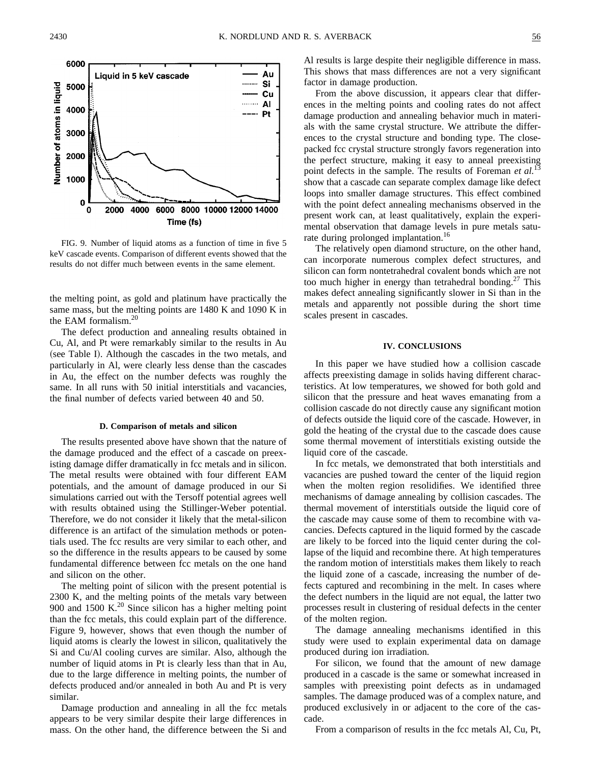Liquid in 5 keV cascade

Number of atoms in liquid

Time (fs)

Au
Si
Cu
Al
Pt

0
1000
2000
3000
4000
5000
6000

0 2000 4000 6000 8000 10000 12000 14000

FIG. 9. Number of liquid atoms as a function of time in five 5 keV cascade events. Comparison of different events showed that the results do not differ much between events in the same element.

the melting point, as gold and platinum have practically the same mass, but the melting points are 1480 K and 1090 K in the EAM formalism.[20]

The defect production and annealing results obtained in Cu, Al, and Pt were remarkably similar to the results in Au (see Table I). Although the cascades in the two metals, and particularly in Al, were clearly less dense than the cascades in Au, the effect on the number defects was roughly the same. In all runs with 50 initial interstitials and vacancies, the final number of defects varied between 40 and 50.

### D. Comparison of metals and silicon

The results presented above have shown that the nature of the damage produced and the effect of a cascade on preexisting damage differ dramatically in fcc metals and in silicon. The metal results were obtained with four different EAM potentials, and the amount of damage produced in our Si simulations carried out with the Tersoff potential agrees well with results obtained using the Stillinger-Weber potential. Therefore, we do not consider it likely that the metal-silicon difference is an artifact of the simulation methods or potentials used. The fcc results are very similar to each other, and so the difference in the results appears to be caused by some fundamental difference between fcc metals on the one hand and silicon on the other.

The melting point of silicon with the present potential is 2300 K, and the melting points of the metals vary between 900 and 1500 K.[20] Since silicon has a higher melting point than the fcc metals, this could explain part of the difference. Figure 9, however, shows that even though the number of liquid atoms is clearly the lowest in silicon, qualitatively the Si and Cu/Al cooling curves are similar. Also, although the number of liquid atoms in Pt is clearly less than that in Au, due to the large difference in melting points, the number of defects produced and/or annealed in both Au and Pt is very similar.

Damage production and annealing in all the fcc metals appears to be very similar despite their large differences in mass. On the other hand, the difference between the Si and Al results is large despite their negligible difference in mass. This shows that mass differences are not a very significant factor in damage production.

From the above discussion, it appears clear that differences in the melting points and cooling rates do not affect damage production and annealing behavior much in materials with the same crystal structure. We attribute the differences to the crystal structure and bonding type. The close-packed fcc crystal structure strongly favors regeneration into the perfect structure, making it easy to anneal preexisting point defects in the sample. The results of Foreman *et al.*[13] show that a cascade can separate complex damage like defect loops into smaller damage structures. This effect combined with the point defect annealing mechanisms observed in the present work can, at least qualitatively, explain the experimental observation that damage levels in pure metals saturate during prolonged implantation.[16]

The relatively open diamond structure, on the other hand, can incorporate numerous complex defect structures, and silicon can form nontetrahedral covalent bonds which are not too much higher in energy than tetrahedral bonding.[27] This makes defect annealing significantly slower in Si than in the metals and apparently not possible during the short time scales present in cascades.

## IV. CONCLUSIONS

In this paper we have studied how a collision cascade affects preexisting damage in solids having different characteristics. At low temperatures, we showed for both gold and silicon that the pressure and heat waves emanating from a collision cascade do not directly cause any significant motion of defects outside the liquid core of the cascade. However, in gold the heating of the crystal due to the cascade does cause some thermal movement of interstitials existing outside the liquid core of the cascade.

In fcc metals, we demonstrated that both interstitials and vacancies are pushed toward the center of the liquid region when the molten region resolidifies. We identified three mechanisms of damage annealing by collision cascades. The thermal movement of interstitials outside the liquid core of the cascade may cause some of them to recombine with vacancies. Defects captured in the liquid formed by the cascade are likely to be forced into the liquid center during the collapse of the liquid and recombine there. At high temperatures the random motion of interstitials makes them likely to reach the liquid zone of a cascade, increasing the number of defects captured and recombining in the melt. In cases where the defect numbers in the liquid are not equal, the latter two processes result in clustering of residual defects in the center of the molten region.

The damage annealing mechanisms identified in this study were used to explain experimental data on damage produced during ion irradiation.

For silicon, we found that the amount of new damage produced in a cascade is the same or somewhat increased in samples with preexisting point defects as in undamaged samples. The damage produced was of a complex nature, and produced exclusively in or adjacent to the core of the cascade.

From a comparison of results in the fcc metals Al, Cu, Pt,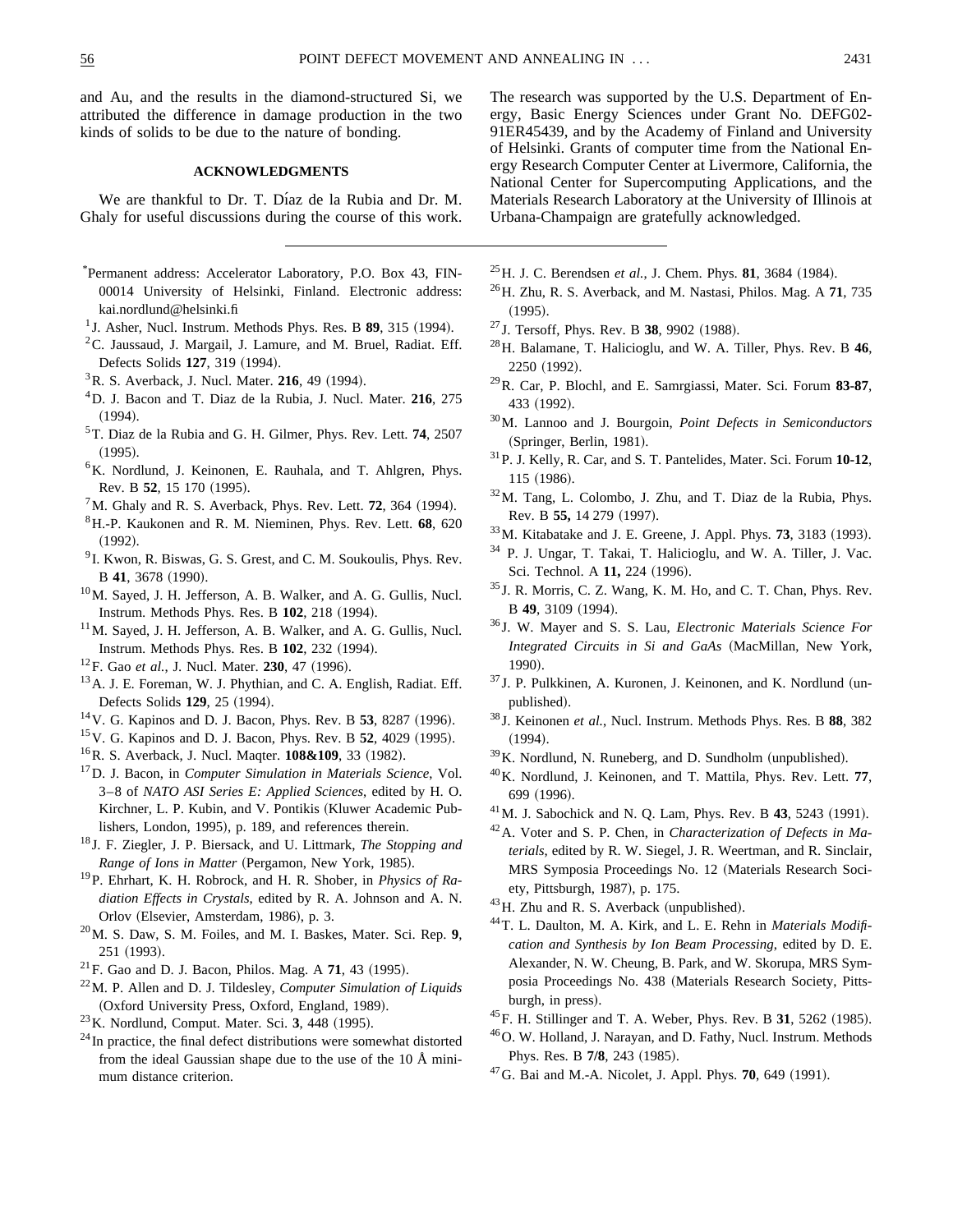and Au, and the results in the diamond-structured Si, we attributed the difference in damage production in the two kinds of solids to be due to the nature of bonding.

## ACKNOWLEDGMENTS

We are thankful to Dr. T. Díaz de la Rubia and Dr. M. Ghaly for useful discussions during the course of this work. The research was supported by the U.S. Department of Energy, Basic Energy Sciences under Grant No. DEFG02-91ER45439, and by the Academy of Finland and University of Helsinki. Grants of computer time from the National Energy Research Computer Center at Livermore, California, the National Center for Supercomputing Applications, and the Materials Research Laboratory at the University of Illinois at Urbana-Champaign are gratefully acknowledged.

---

[*] Permanent address: Accelerator Laboratory, P.O. Box 43, FIN-00014 University of Helsinki, Finland. Electronic address: kai.nordlund@helsinki.fi

[1] J. Asher, Nucl. Instrum. Methods Phys. Res. B **89**, 315 (1994).

[2] C. Jaussaud, J. Margail, J. Lamure, and M. Bruel, Radiat. Eff. Defects Solids **127**, 319 (1994).

[3] R. S. Averback, J. Nucl. Mater. **216**, 49 (1994).

[4] D. J. Bacon and T. Diaz de la Rubia, J. Nucl. Mater. **216**, 275 (1994).

[5] T. Diaz de la Rubia and G. H. Gilmer, Phys. Rev. Lett. **74**, 2507 (1995).

[6] K. Nordlund, J. Keinonen, E. Rauhala, and T. Ahlgren, Phys. Rev. B **52**, 15 170 (1995).

[7] M. Ghaly and R. S. Averback, Phys. Rev. Lett. **72**, 364 (1994).

[8] H.-P. Kaukonen and R. M. Nieminen, Phys. Rev. Lett. **68**, 620 (1992).

[9] I. Kwon, R. Biswas, G. S. Grest, and C. M. Soukoulis, Phys. Rev. B **41**, 3678 (1990).

[10] M. Sayed, J. H. Jefferson, A. B. Walker, and A. G. Gullis, Nucl. Instrum. Methods Phys. Res. B **102**, 218 (1994).

[11] M. Sayed, J. H. Jefferson, A. B. Walker, and A. G. Gullis, Nucl. Instrum. Methods Phys. Res. B **102**, 232 (1994).

[12] F. Gao *et al.*, J. Nucl. Mater. **230**, 47 (1996).

[13] A. J. E. Foreman, W. J. Phythian, and C. A. English, Radiat. Eff. Defects Solids **129**, 25 (1994).

[14] V. G. Kapinos and D. J. Bacon, Phys. Rev. B **53**, 8287 (1996).

[15] V. G. Kapinos and D. J. Bacon, Phys. Rev. B **52**, 4029 (1995).

[16] R. S. Averback, J. Nucl. Maqter. **108&109**, 33 (1982).

[17] D. J. Bacon, in *Computer Simulation in Materials Science*, Vol. 3–8 of *NATO ASI Series E: Applied Sciences*, edited by H. O. Kirchner, L. P. Kubin, and V. Pontikis (Kluwer Academic Publishers, London, 1995), p. 189, and references therein.

[18] J. F. Ziegler, J. P. Biersack, and U. Littmark, *The Stopping and Range of Ions in Matter* (Pergamon, New York, 1985).

[19] P. Ehrhart, K. H. Robrock, and H. R. Shober, in *Physics of Radiation Effects in Crystals*, edited by R. A. Johnson and A. N. Orlov (Elsevier, Amsterdam, 1986), p. 3.

[20] M. S. Daw, S. M. Foiles, and M. I. Baskes, Mater. Sci. Rep. **9**, 251 (1993).

[21] F. Gao and D. J. Bacon, Philos. Mag. A **71**, 43 (1995).

[22] M. P. Allen and D. J. Tildesley, *Computer Simulation of Liquids* (Oxford University Press, Oxford, England, 1989).

[23] K. Nordlund, Comput. Mater. Sci. **3**, 448 (1995).

[24] In practice, the final defect distributions were somewhat distorted from the ideal Gaussian shape due to the use of the 10 Å minimum distance criterion.

[25] H. J. C. Berendsen *et al.*, J. Chem. Phys. **81**, 3684 (1984).

[26] H. Zhu, R. S. Averback, and M. Nastasi, Philos. Mag. A **71**, 735 (1995).

[27] J. Tersoff, Phys. Rev. B **38**, 9902 (1988).

[28] H. Balamane, T. Halicioglu, and W. A. Tiller, Phys. Rev. B **46**, 2250 (1992).

[29] R. Car, P. Blochl, and E. Samrgiassi, Mater. Sci. Forum **83-87**, 433 (1992).

[30] M. Lannoo and J. Bourgoin, *Point Defects in Semiconductors* (Springer, Berlin, 1981).

[31] P. J. Kelly, R. Car, and S. T. Pantelides, Mater. Sci. Forum **10-12**, 115 (1986).

[32] M. Tang, L. Colombo, J. Zhu, and T. Diaz de la Rubia, Phys. Rev. B **55,** 14 279 (1997).

[33] M. Kitabatake and J. E. Greene, J. Appl. Phys. **73**, 3183 (1993).

[34] P. J. Ungar, T. Takai, T. Halicioglu, and W. A. Tiller, J. Vac. Sci. Technol. A **11,** 224 (1996).

[35] J. R. Morris, C. Z. Wang, K. M. Ho, and C. T. Chan, Phys. Rev. B **49**, 3109 (1994).

[36] J. W. Mayer and S. S. Lau, *Electronic Materials Science For Integrated Circuits in Si and GaAs* (MacMillan, New York, 1990).

[37] J. P. Pulkkinen, A. Kuronen, J. Keinonen, and K. Nordlund (unpublished).

[38] J. Keinonen *et al.*, Nucl. Instrum. Methods Phys. Res. B **88**, 382 (1994).

[39] K. Nordlund, N. Runeberg, and D. Sundholm (unpublished).

[40] K. Nordlund, J. Keinonen, and T. Mattila, Phys. Rev. Lett. **77**, 699 (1996).

[41] M. J. Sabochick and N. Q. Lam, Phys. Rev. B **43**, 5243 (1991).

[42] A. Voter and S. P. Chen, in *Characterization of Defects in Materials*, edited by R. W. Siegel, J. R. Weertman, and R. Sinclair, MRS Symposia Proceedings No. 12 (Materials Research Society, Pittsburgh, 1987), p. 175.

[43] H. Zhu and R. S. Averback (unpublished).

[44] T. L. Daulton, M. A. Kirk, and L. E. Rehn in *Materials Modification and Synthesis by Ion Beam Processing*, edited by D. E. Alexander, N. W. Cheung, B. Park, and W. Skorupa, MRS Symposia Proceedings No. 438 (Materials Research Society, Pittsburgh, in press).

[45] F. H. Stillinger and T. A. Weber, Phys. Rev. B **31**, 5262 (1985).

[46] O. W. Holland, J. Narayan, and D. Fathy, Nucl. Instrum. Methods Phys. Res. B **7/8**, 243 (1985).

[47] G. Bai and M.-A. Nicolet, J. Appl. Phys. **70**, 649 (1991).